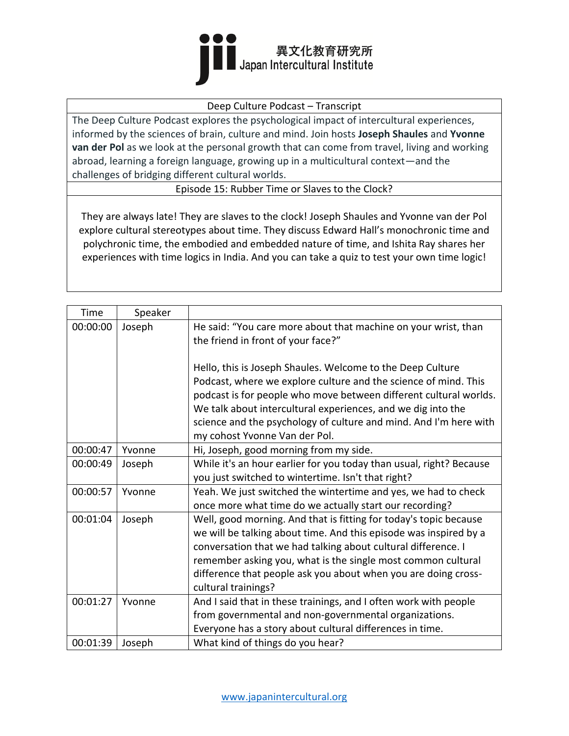**jii** 異文化教育研究所 Japan Intercultural Institute

| Deep Culture Podcast – Transcript |
|---|
| The Deep Culture Podcast explores the psychological impact of intercultural experiences, informed by the sciences of brain, culture and mind. Join hosts **Joseph Shaules** and **Yvonne van der Pol** as we look at the personal growth that can come from travel, living and working abroad, learning a foreign language, growing up in a multicultural context—and the challenges of bridging different cultural worlds. |
| Episode 15: Rubber Time or Slaves to the Clock? |
| They are always late! They are slaves to the clock! Joseph Shaules and Yvonne van der Pol explore cultural stereotypes about time. They discuss Edward Hall's monochronic time and polychronic time, the embodied and embedded nature of time, and Ishita Ray shares her experiences with time logics in India. And you can take a quiz to test your own time logic! |

| Time | Speaker | |
|---|---|---|
| 00:00:00 | Joseph | He said: "You care more about that machine on your wrist, than the friend in front of your face?"<br><br>Hello, this is Joseph Shaules. Welcome to the Deep Culture Podcast, where we explore culture and the science of mind. This podcast is for people who move between different cultural worlds. We talk about intercultural experiences, and we dig into the science and the psychology of culture and mind. And I'm here with my cohost Yvonne Van der Pol. |
| 00:00:47 | Yvonne | Hi, Joseph, good morning from my side. |
| 00:00:49 | Joseph | While it's an hour earlier for you today than usual, right? Because you just switched to wintertime. Isn't that right? |
| 00:00:57 | Yvonne | Yeah. We just switched the wintertime and yes, we had to check once more what time do we actually start our recording? |
| 00:01:04 | Joseph | Well, good morning. And that is fitting for today's topic because we will be talking about time. And this episode was inspired by a conversation that we had talking about cultural difference. I remember asking you, what is the single most common cultural difference that people ask you about when you are doing cross-cultural trainings? |
| 00:01:27 | Yvonne | And I said that in these trainings, and I often work with people from governmental and non-governmental organizations. Everyone has a story about cultural differences in time. |
| 00:01:39 | Joseph | What kind of things do you hear? |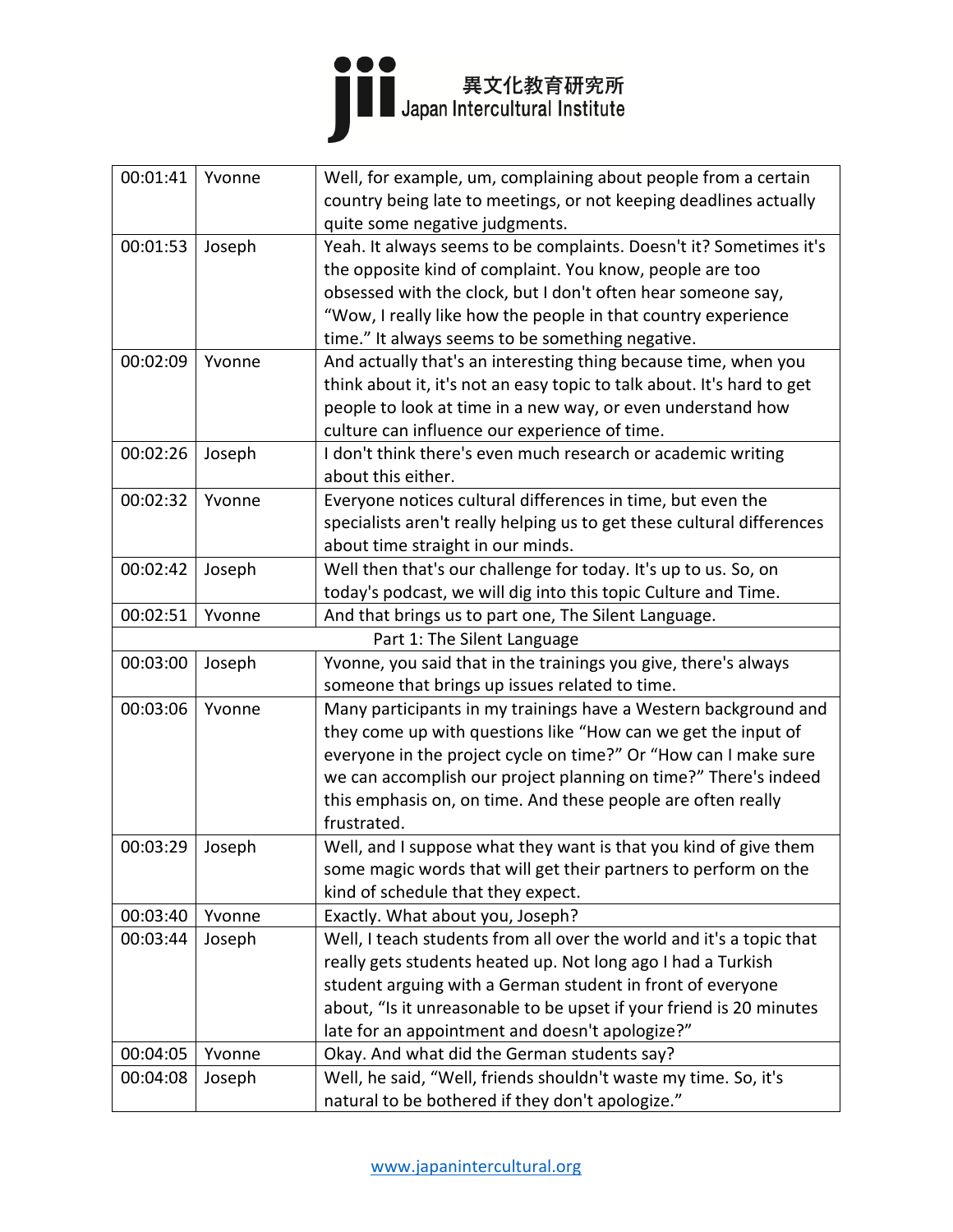| | | |
|---|---|---|
| 00:01:41 | Yvonne | Well, for example, um, complaining about people from a certain country being late to meetings, or not keeping deadlines actually quite some negative judgments. |
| 00:01:53 | Joseph | Yeah. It always seems to be complaints. Doesn't it? Sometimes it's the opposite kind of complaint. You know, people are too obsessed with the clock, but I don't often hear someone say, "Wow, I really like how the people in that country experience time." It always seems to be something negative. |
| 00:02:09 | Yvonne | And actually that's an interesting thing because time, when you think about it, it's not an easy topic to talk about. It's hard to get people to look at time in a new way, or even understand how culture can influence our experience of time. |
| 00:02:26 | Joseph | I don't think there's even much research or academic writing about this either. |
| 00:02:32 | Yvonne | Everyone notices cultural differences in time, but even the specialists aren't really helping us to get these cultural differences about time straight in our minds. |
| 00:02:42 | Joseph | Well then that's our challenge for today. It's up to us. So, on today's podcast, we will dig into this topic Culture and Time. |
| 00:02:51 | Yvonne | And that brings us to part one, The Silent Language. |
| | | Part 1: The Silent Language |
| 00:03:00 | Joseph | Yvonne, you said that in the trainings you give, there's always someone that brings up issues related to time. |
| 00:03:06 | Yvonne | Many participants in my trainings have a Western background and they come up with questions like "How can we get the input of everyone in the project cycle on time?" Or "How can I make sure we can accomplish our project planning on time?" There's indeed this emphasis on, on time. And these people are often really frustrated. |
| 00:03:29 | Joseph | Well, and I suppose what they want is that you kind of give them some magic words that will get their partners to perform on the kind of schedule that they expect. |
| 00:03:40 | Yvonne | Exactly. What about you, Joseph? |
| 00:03:44 | Joseph | Well, I teach students from all over the world and it's a topic that really gets students heated up. Not long ago I had a Turkish student arguing with a German student in front of everyone about, "Is it unreasonable to be upset if your friend is 20 minutes late for an appointment and doesn't apologize?" |
| 00:04:05 | Yvonne | Okay. And what did the German students say? |
| 00:04:08 | Joseph | Well, he said, "Well, friends shouldn't waste my time. So, it's natural to be bothered if they don't apologize." |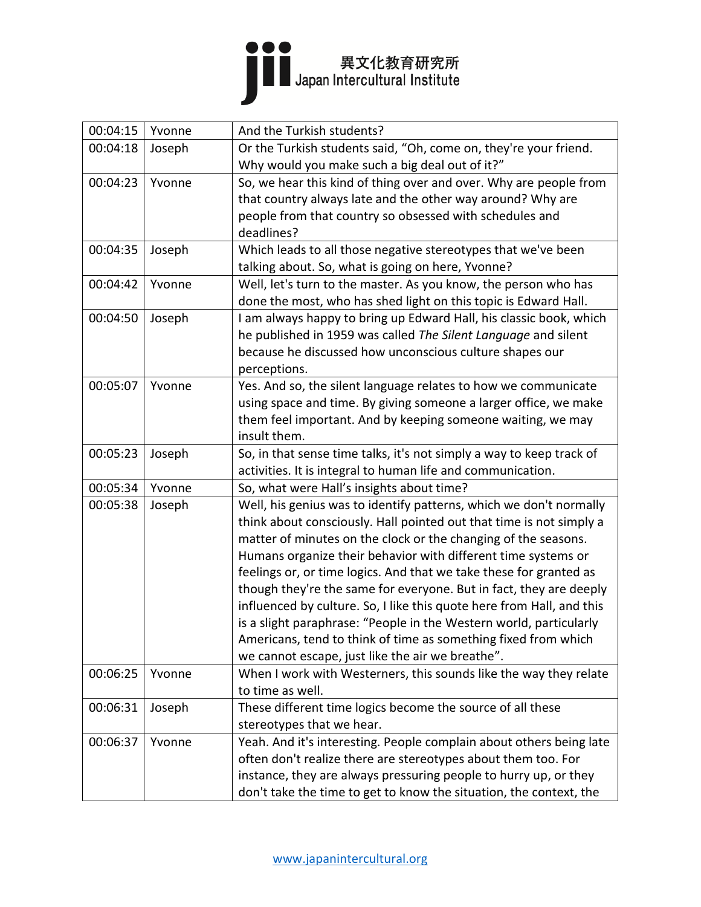| 00:04:15 | Yvonne | And the Turkish students? |
|---|---|---|
| 00:04:18 | Joseph | Or the Turkish students said, “Oh, come on, they're your friend. Why would you make such a big deal out of it?” |
| 00:04:23 | Yvonne | So, we hear this kind of thing over and over. Why are people from that country always late and the other way around? Why are people from that country so obsessed with schedules and deadlines? |
| 00:04:35 | Joseph | Which leads to all those negative stereotypes that we've been talking about. So, what is going on here, Yvonne? |
| 00:04:42 | Yvonne | Well, let's turn to the master. As you know, the person who has done the most, who has shed light on this topic is Edward Hall. |
| 00:04:50 | Joseph | I am always happy to bring up Edward Hall, his classic book, which he published in 1959 was called *The Silent Language* and silent because he discussed how unconscious culture shapes our perceptions. |
| 00:05:07 | Yvonne | Yes. And so, the silent language relates to how we communicate using space and time. By giving someone a larger office, we make them feel important. And by keeping someone waiting, we may insult them. |
| 00:05:23 | Joseph | So, in that sense time talks, it's not simply a way to keep track of activities. It is integral to human life and communication. |
| 00:05:34 | Yvonne | So, what were Hall's insights about time? |
| 00:05:38 | Joseph | Well, his genius was to identify patterns, which we don't normally think about consciously. Hall pointed out that time is not simply a matter of minutes on the clock or the changing of the seasons. Humans organize their behavior with different time systems or feelings or, or time logics. And that we take these for granted as though they're the same for everyone. But in fact, they are deeply influenced by culture. So, I like this quote here from Hall, and this is a slight paraphrase: “People in the Western world, particularly Americans, tend to think of time as something fixed from which we cannot escape, just like the air we breathe”. |
| 00:06:25 | Yvonne | When I work with Westerners, this sounds like the way they relate to time as well. |
| 00:06:31 | Joseph | These different time logics become the source of all these stereotypes that we hear. |
| 00:06:37 | Yvonne | Yeah. And it's interesting. People complain about others being late often don't realize there are stereotypes about them too. For instance, they are always pressuring people to hurry up, or they don't take the time to get to know the situation, the context, the |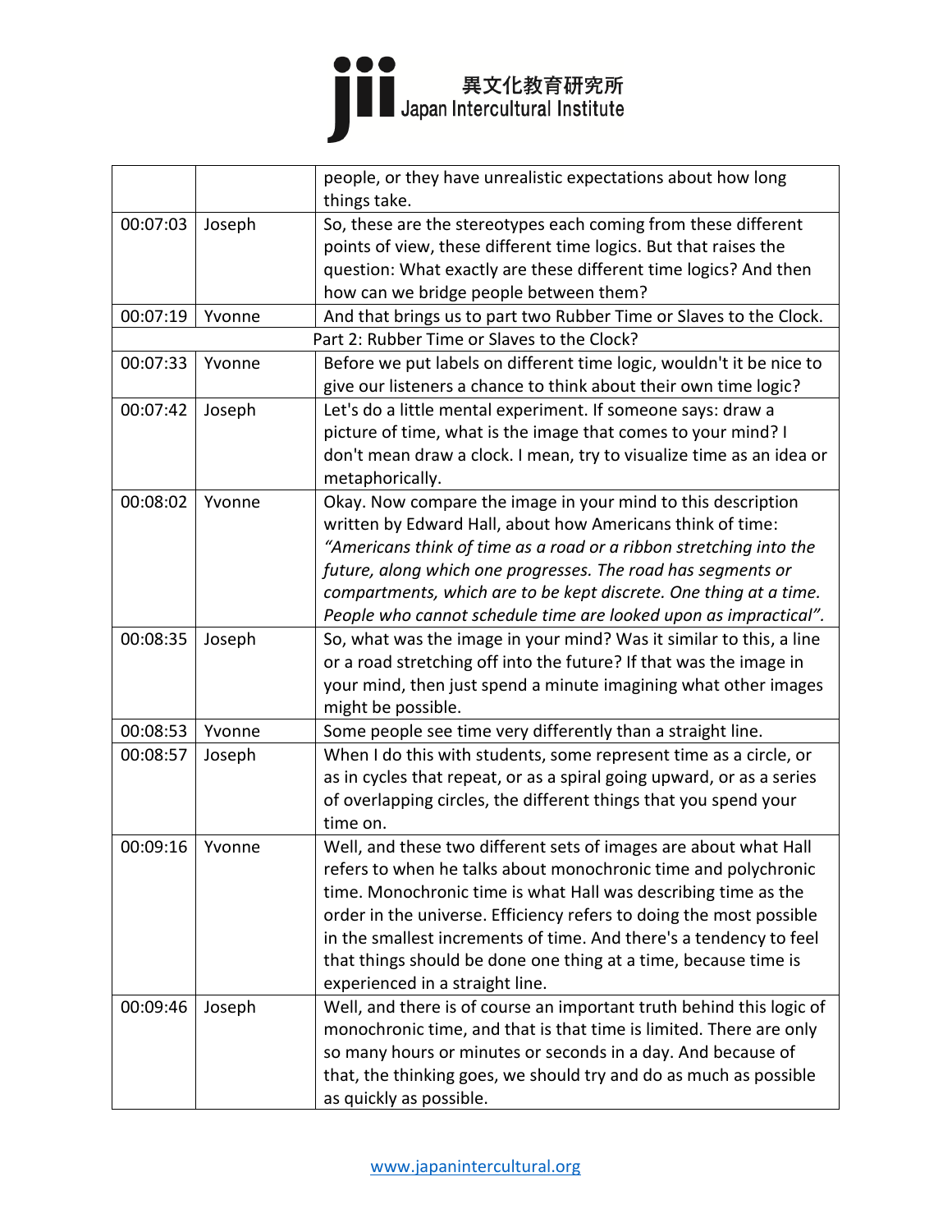|  |  |  |
|---|---|---|
|  |  | people, or they have unrealistic expectations about how long things take. |
| 00:07:03 | Joseph | So, these are the stereotypes each coming from these different points of view, these different time logics. But that raises the question: What exactly are these different time logics? And then how can we bridge people between them? |
| 00:07:19 | Yvonne | And that brings us to part two Rubber Time or Slaves to the Clock. |
|  |  | Part 2: Rubber Time or Slaves to the Clock? |
| 00:07:33 | Yvonne | Before we put labels on different time logic, wouldn't it be nice to give our listeners a chance to think about their own time logic? |
| 00:07:42 | Joseph | Let's do a little mental experiment. If someone says: draw a picture of time, what is the image that comes to your mind? I don't mean draw a clock. I mean, try to visualize time as an idea or metaphorically. |
| 00:08:02 | Yvonne | Okay. Now compare the image in your mind to this description written by Edward Hall, about how Americans think of time: *"Americans think of time as a road or a ribbon stretching into the future, along which one progresses. The road has segments or compartments, which are to be kept discrete. One thing at a time. People who cannot schedule time are looked upon as impractical".* |
| 00:08:35 | Joseph | So, what was the image in your mind? Was it similar to this, a line or a road stretching off into the future? If that was the image in your mind, then just spend a minute imagining what other images might be possible. |
| 00:08:53 | Yvonne | Some people see time very differently than a straight line. |
| 00:08:57 | Joseph | When I do this with students, some represent time as a circle, or as in cycles that repeat, or as a spiral going upward, or as a series of overlapping circles, the different things that you spend your time on. |
| 00:09:16 | Yvonne | Well, and these two different sets of images are about what Hall refers to when he talks about monochronic time and polychronic time. Monochronic time is what Hall was describing time as the order in the universe. Efficiency refers to doing the most possible in the smallest increments of time. And there's a tendency to feel that things should be done one thing at a time, because time is experienced in a straight line. |
| 00:09:46 | Joseph | Well, and there is of course an important truth behind this logic of monochronic time, and that is that time is limited. There are only so many hours or minutes or seconds in a day. And because of that, the thinking goes, we should try and do as much as possible as quickly as possible. |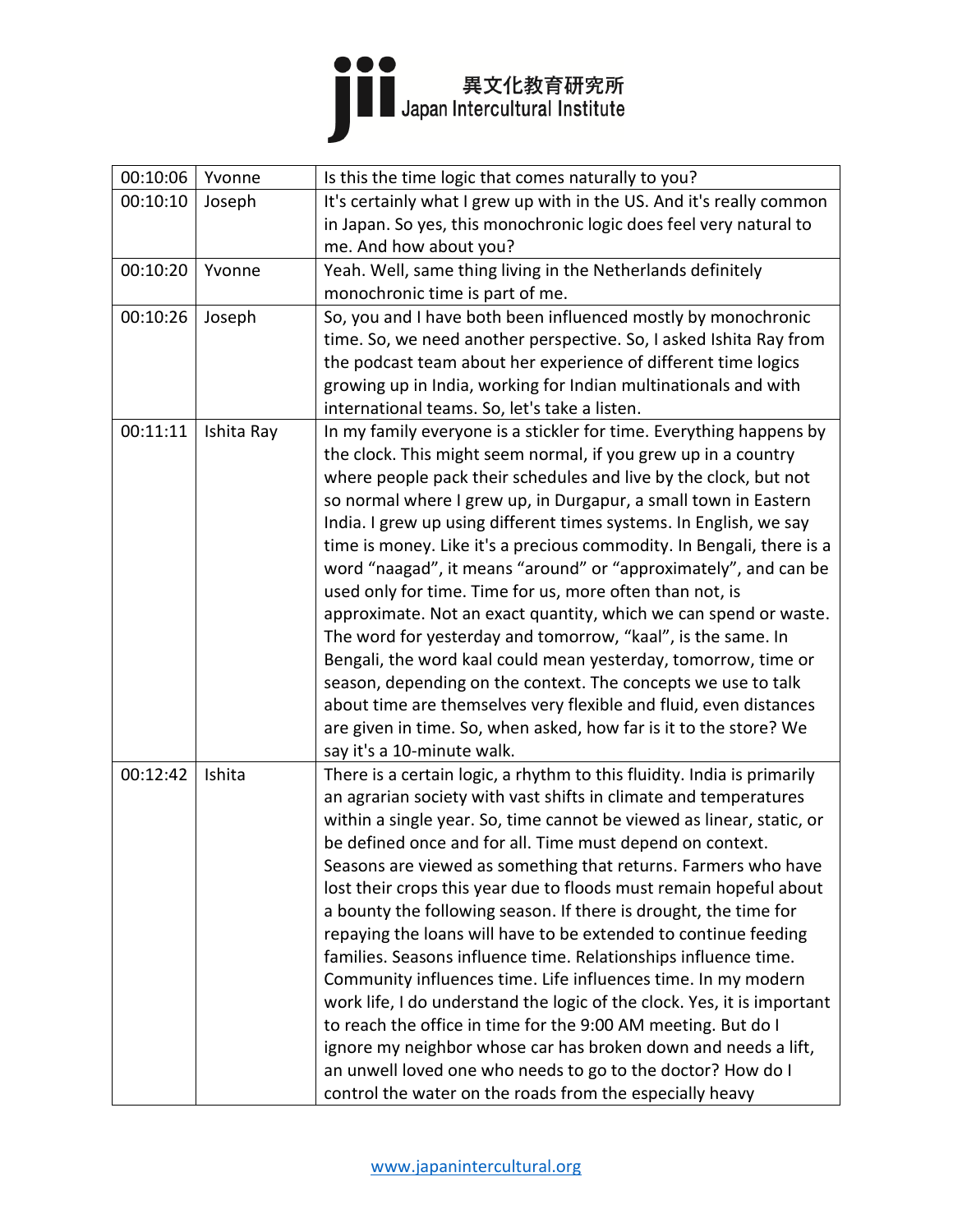| 00:10:06 | Yvonne | Is this the time logic that comes naturally to you? |
|---|---|---|
| 00:10:10 | Joseph | It's certainly what I grew up with in the US. And it's really common in Japan. So yes, this monochronic logic does feel very natural to me. And how about you? |
| 00:10:20 | Yvonne | Yeah. Well, same thing living in the Netherlands definitely monochronic time is part of me. |
| 00:10:26 | Joseph | So, you and I have both been influenced mostly by monochronic time. So, we need another perspective. So, I asked Ishita Ray from the podcast team about her experience of different time logics growing up in India, working for Indian multinationals and with international teams. So, let's take a listen. |
| 00:11:11 | Ishita Ray | In my family everyone is a stickler for time. Everything happens by the clock. This might seem normal, if you grew up in a country where people pack their schedules and live by the clock, but not so normal where I grew up, in Durgapur, a small town in Eastern India. I grew up using different times systems. In English, we say time is money. Like it's a precious commodity. In Bengali, there is a word "naagad", it means "around" or "approximately", and can be used only for time. Time for us, more often than not, is approximate. Not an exact quantity, which we can spend or waste. The word for yesterday and tomorrow, "kaal", is the same. In Bengali, the word kaal could mean yesterday, tomorrow, time or season, depending on the context. The concepts we use to talk about time are themselves very flexible and fluid, even distances are given in time. So, when asked, how far is it to the store? We say it's a 10-minute walk. |
| 00:12:42 | Ishita | There is a certain logic, a rhythm to this fluidity. India is primarily an agrarian society with vast shifts in climate and temperatures within a single year. So, time cannot be viewed as linear, static, or be defined once and for all. Time must depend on context. Seasons are viewed as something that returns. Farmers who have lost their crops this year due to floods must remain hopeful about a bounty the following season. If there is drought, the time for repaying the loans will have to be extended to continue feeding families. Seasons influence time. Relationships influence time. Community influences time. Life influences time. In my modern work life, I do understand the logic of the clock. Yes, it is important to reach the office in time for the 9:00 AM meeting. But do I ignore my neighbor whose car has broken down and needs a lift, an unwell loved one who needs to go to the doctor? How do I control the water on the roads from the especially heavy |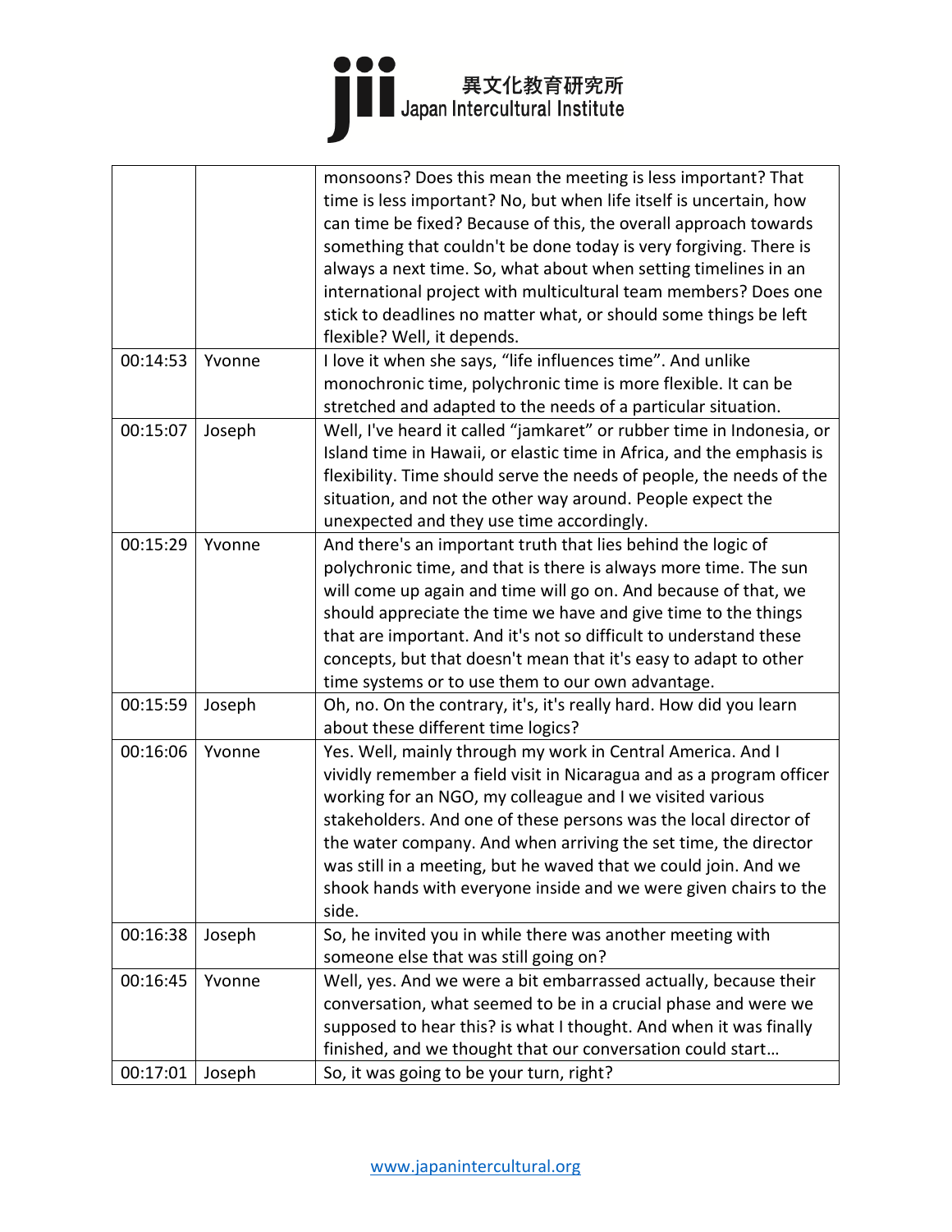| | | |
|---|---|---|
| | | monsoons? Does this mean the meeting is less important? That time is less important? No, but when life itself is uncertain, how can time be fixed? Because of this, the overall approach towards something that couldn't be done today is very forgiving. There is always a next time. So, what about when setting timelines in an international project with multicultural team members? Does one stick to deadlines no matter what, or should some things be left flexible? Well, it depends. |
| 00:14:53 | Yvonne | I love it when she says, "life influences time". And unlike monochronic time, polychronic time is more flexible. It can be stretched and adapted to the needs of a particular situation. |
| 00:15:07 | Joseph | Well, I've heard it called "jamkaret" or rubber time in Indonesia, or Island time in Hawaii, or elastic time in Africa, and the emphasis is flexibility. Time should serve the needs of people, the needs of the situation, and not the other way around. People expect the unexpected and they use time accordingly. |
| 00:15:29 | Yvonne | And there's an important truth that lies behind the logic of polychronic time, and that is there is always more time. The sun will come up again and time will go on. And because of that, we should appreciate the time we have and give time to the things that are important. And it's not so difficult to understand these concepts, but that doesn't mean that it's easy to adapt to other time systems or to use them to our own advantage. |
| 00:15:59 | Joseph | Oh, no. On the contrary, it's, it's really hard. How did you learn about these different time logics? |
| 00:16:06 | Yvonne | Yes. Well, mainly through my work in Central America. And I vividly remember a field visit in Nicaragua and as a program officer working for an NGO, my colleague and I we visited various stakeholders. And one of these persons was the local director of the water company. And when arriving the set time, the director was still in a meeting, but he waved that we could join. And we shook hands with everyone inside and we were given chairs to the side. |
| 00:16:38 | Joseph | So, he invited you in while there was another meeting with someone else that was still going on? |
| 00:16:45 | Yvonne | Well, yes. And we were a bit embarrassed actually, because their conversation, what seemed to be in a crucial phase and were we supposed to hear this? is what I thought. And when it was finally finished, and we thought that our conversation could start… |
| 00:17:01 | Joseph | So, it was going to be your turn, right? |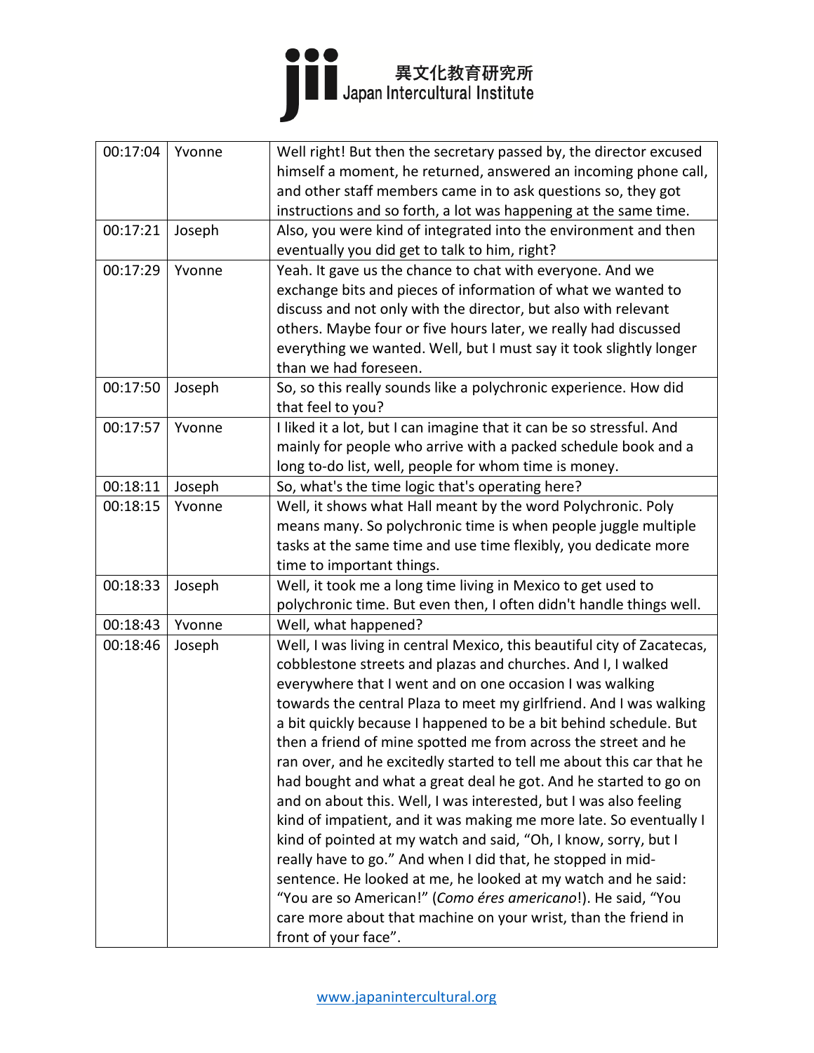| 00:17:04 | Yvonne | Well right! But then the secretary passed by, the director excused himself a moment, he returned, answered an incoming phone call, and other staff members came in to ask questions so, they got instructions and so forth, a lot was happening at the same time. |
|---|---|---|
| 00:17:21 | Joseph | Also, you were kind of integrated into the environment and then eventually you did get to talk to him, right? |
| 00:17:29 | Yvonne | Yeah. It gave us the chance to chat with everyone. And we exchange bits and pieces of information of what we wanted to discuss and not only with the director, but also with relevant others. Maybe four or five hours later, we really had discussed everything we wanted. Well, but I must say it took slightly longer than we had foreseen. |
| 00:17:50 | Joseph | So, so this really sounds like a polychronic experience. How did that feel to you? |
| 00:17:57 | Yvonne | I liked it a lot, but I can imagine that it can be so stressful. And mainly for people who arrive with a packed schedule book and a long to-do list, well, people for whom time is money. |
| 00:18:11 | Joseph | So, what's the time logic that's operating here? |
| 00:18:15 | Yvonne | Well, it shows what Hall meant by the word Polychronic. Poly means many. So polychronic time is when people juggle multiple tasks at the same time and use time flexibly, you dedicate more time to important things. |
| 00:18:33 | Joseph | Well, it took me a long time living in Mexico to get used to polychronic time. But even then, I often didn't handle things well. |
| 00:18:43 | Yvonne | Well, what happened? |
| 00:18:46 | Joseph | Well, I was living in central Mexico, this beautiful city of Zacatecas, cobblestone streets and plazas and churches. And I, I walked everywhere that I went and on one occasion I was walking towards the central Plaza to meet my girlfriend. And I was walking a bit quickly because I happened to be a bit behind schedule. But then a friend of mine spotted me from across the street and he ran over, and he excitedly started to tell me about this car that he had bought and what a great deal he got. And he started to go on and on about this. Well, I was interested, but I was also feeling kind of impatient, and it was making me more late. So eventually I kind of pointed at my watch and said, "Oh, I know, sorry, but I really have to go." And when I did that, he stopped in mid-sentence. He looked at me, he looked at my watch and he said: "You are so American!" (*Como éres americano*!). He said, "You care more about that machine on your wrist, than the friend in front of your face". |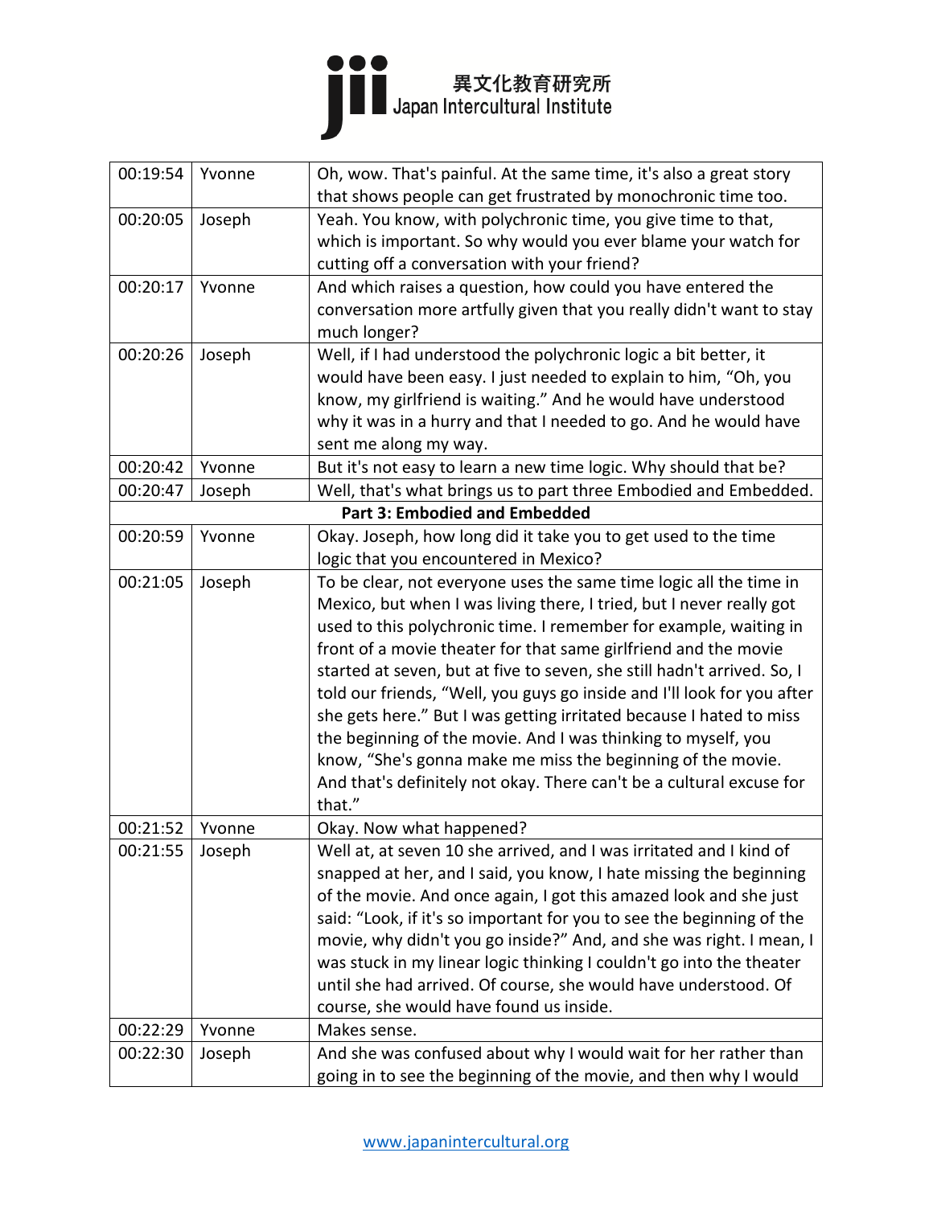| | | |
|---|---|---|
| 00:19:54 | Yvonne | Oh, wow. That's painful. At the same time, it's also a great story that shows people can get frustrated by monochronic time too. |
| 00:20:05 | Joseph | Yeah. You know, with polychronic time, you give time to that, which is important. So why would you ever blame your watch for cutting off a conversation with your friend? |
| 00:20:17 | Yvonne | And which raises a question, how could you have entered the conversation more artfully given that you really didn't want to stay much longer? |
| 00:20:26 | Joseph | Well, if I had understood the polychronic logic a bit better, it would have been easy. I just needed to explain to him, "Oh, you know, my girlfriend is waiting." And he would have understood why it was in a hurry and that I needed to go. And he would have sent me along my way. |
| 00:20:42 | Yvonne | But it's not easy to learn a new time logic. Why should that be? |
| 00:20:47 | Joseph | Well, that's what brings us to part three Embodied and Embedded. |
| | | **Part 3: Embodied and Embedded** |
| 00:20:59 | Yvonne | Okay. Joseph, how long did it take you to get used to the time logic that you encountered in Mexico? |
| 00:21:05 | Joseph | To be clear, not everyone uses the same time logic all the time in Mexico, but when I was living there, I tried, but I never really got used to this polychronic time. I remember for example, waiting in front of a movie theater for that same girlfriend and the movie started at seven, but at five to seven, she still hadn't arrived. So, I told our friends, "Well, you guys go inside and I'll look for you after she gets here." But I was getting irritated because I hated to miss the beginning of the movie. And I was thinking to myself, you know, "She's gonna make me miss the beginning of the movie. And that's definitely not okay. There can't be a cultural excuse for that." |
| 00:21:52 | Yvonne | Okay. Now what happened? |
| 00:21:55 | Joseph | Well at, at seven 10 she arrived, and I was irritated and I kind of snapped at her, and I said, you know, I hate missing the beginning of the movie. And once again, I got this amazed look and she just said: "Look, if it's so important for you to see the beginning of the movie, why didn't you go inside?" And, and she was right. I mean, I was stuck in my linear logic thinking I couldn't go into the theater until she had arrived. Of course, she would have understood. Of course, she would have found us inside. |
| 00:22:29 | Yvonne | Makes sense. |
| 00:22:30 | Joseph | And she was confused about why I would wait for her rather than going in to see the beginning of the movie, and then why I would |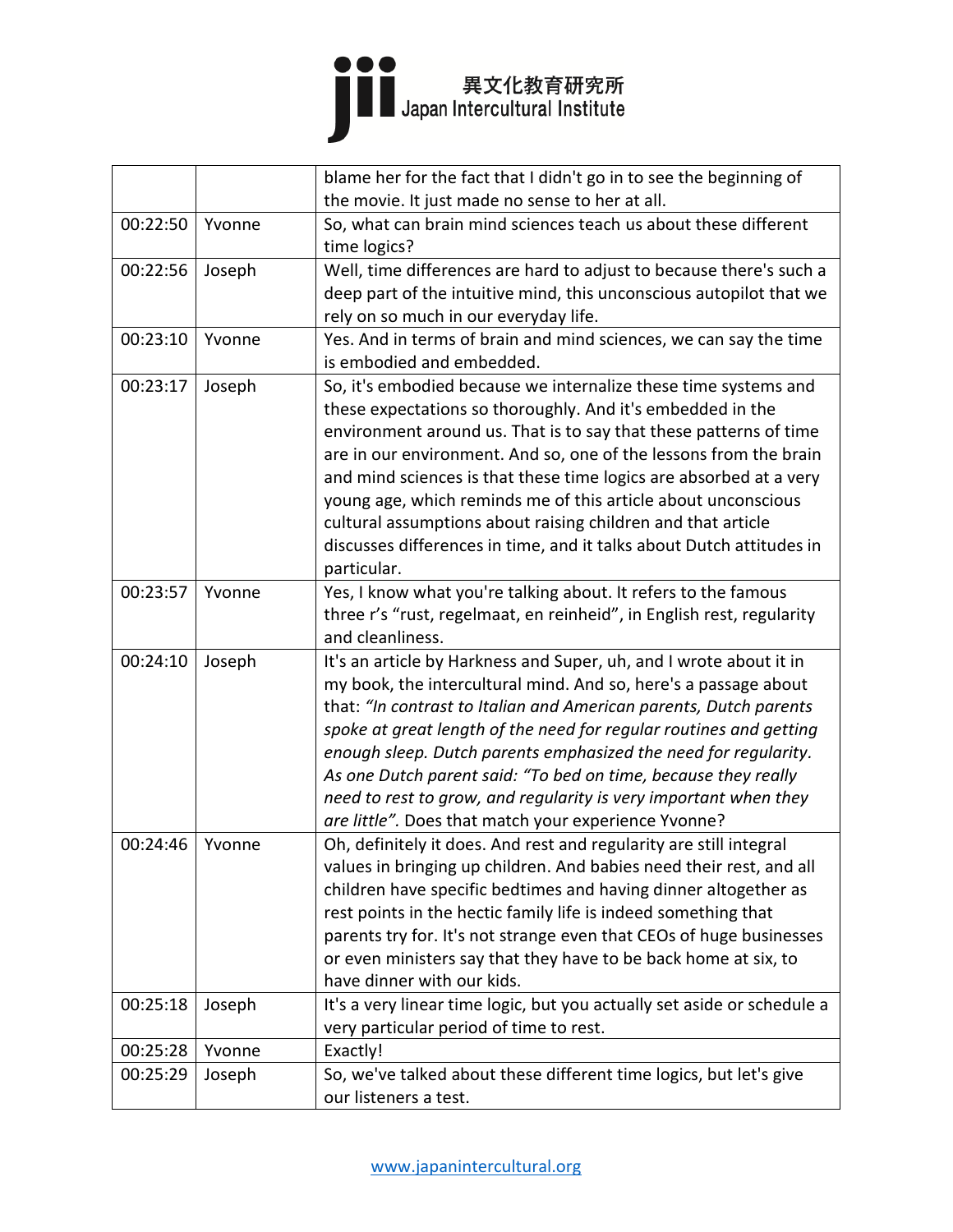| | | |
|---|---|---|
| | | blame her for the fact that I didn't go in to see the beginning of the movie. It just made no sense to her at all. |
| 00:22:50 | Yvonne | So, what can brain mind sciences teach us about these different time logics? |
| 00:22:56 | Joseph | Well, time differences are hard to adjust to because there's such a deep part of the intuitive mind, this unconscious autopilot that we rely on so much in our everyday life. |
| 00:23:10 | Yvonne | Yes. And in terms of brain and mind sciences, we can say the time is embodied and embedded. |
| 00:23:17 | Joseph | So, it's embodied because we internalize these time systems and these expectations so thoroughly. And it's embedded in the environment around us. That is to say that these patterns of time are in our environment. And so, one of the lessons from the brain and mind sciences is that these time logics are absorbed at a very young age, which reminds me of this article about unconscious cultural assumptions about raising children and that article discusses differences in time, and it talks about Dutch attitudes in particular. |
| 00:23:57 | Yvonne | Yes, I know what you're talking about. It refers to the famous three r's "rust, regelmaat, en reinheid", in English rest, regularity and cleanliness. |
| 00:24:10 | Joseph | It's an article by Harkness and Super, uh, and I wrote about it in my book, the intercultural mind. And so, here's a passage about that: *"In contrast to Italian and American parents, Dutch parents spoke at great length of the need for regular routines and getting enough sleep. Dutch parents emphasized the need for regularity. As one Dutch parent said: "To bed on time, because they really need to rest to grow, and regularity is very important when they are little".* Does that match your experience Yvonne? |
| 00:24:46 | Yvonne | Oh, definitely it does. And rest and regularity are still integral values in bringing up children. And babies need their rest, and all children have specific bedtimes and having dinner altogether as rest points in the hectic family life is indeed something that parents try for. It's not strange even that CEOs of huge businesses or even ministers say that they have to be back home at six, to have dinner with our kids. |
| 00:25:18 | Joseph | It's a very linear time logic, but you actually set aside or schedule a very particular period of time to rest. |
| 00:25:28 | Yvonne | Exactly! |
| 00:25:29 | Joseph | So, we've talked about these different time logics, but let's give our listeners a test. |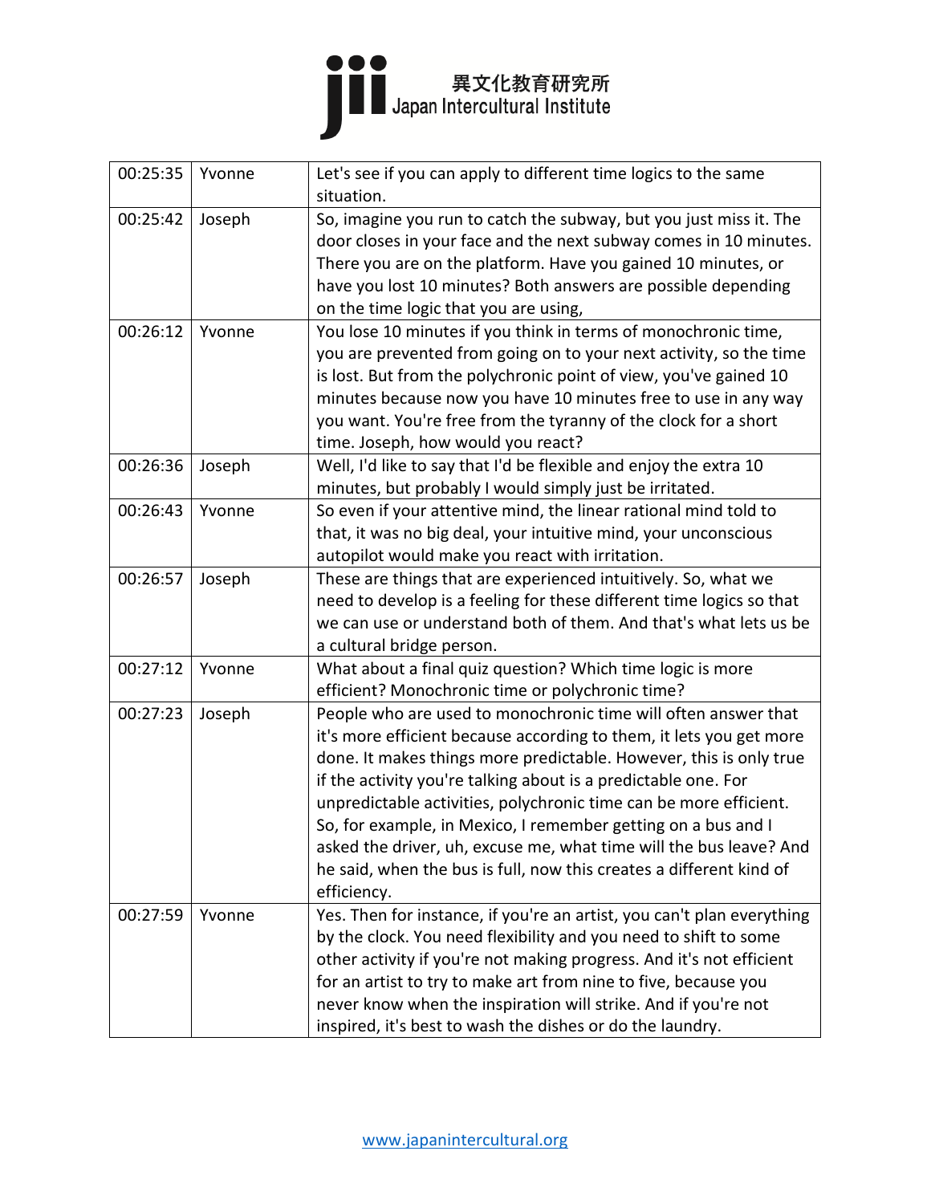| 00:25:35 | Yvonne | Let's see if you can apply to different time logics to the same situation. |
|---|---|---|
| 00:25:42 | Joseph | So, imagine you run to catch the subway, but you just miss it. The door closes in your face and the next subway comes in 10 minutes. There you are on the platform. Have you gained 10 minutes, or have you lost 10 minutes? Both answers are possible depending on the time logic that you are using, |
| 00:26:12 | Yvonne | You lose 10 minutes if you think in terms of monochronic time, you are prevented from going on to your next activity, so the time is lost. But from the polychronic point of view, you've gained 10 minutes because now you have 10 minutes free to use in any way you want. You're free from the tyranny of the clock for a short time. Joseph, how would you react? |
| 00:26:36 | Joseph | Well, I'd like to say that I'd be flexible and enjoy the extra 10 minutes, but probably I would simply just be irritated. |
| 00:26:43 | Yvonne | So even if your attentive mind, the linear rational mind told to that, it was no big deal, your intuitive mind, your unconscious autopilot would make you react with irritation. |
| 00:26:57 | Joseph | These are things that are experienced intuitively. So, what we need to develop is a feeling for these different time logics so that we can use or understand both of them. And that's what lets us be a cultural bridge person. |
| 00:27:12 | Yvonne | What about a final quiz question? Which time logic is more efficient? Monochronic time or polychronic time? |
| 00:27:23 | Joseph | People who are used to monochronic time will often answer that it's more efficient because according to them, it lets you get more done. It makes things more predictable. However, this is only true if the activity you're talking about is a predictable one. For unpredictable activities, polychronic time can be more efficient. So, for example, in Mexico, I remember getting on a bus and I asked the driver, uh, excuse me, what time will the bus leave? And he said, when the bus is full, now this creates a different kind of efficiency. |
| 00:27:59 | Yvonne | Yes. Then for instance, if you're an artist, you can't plan everything by the clock. You need flexibility and you need to shift to some other activity if you're not making progress. And it's not efficient for an artist to try to make art from nine to five, because you never know when the inspiration will strike. And if you're not inspired, it's best to wash the dishes or do the laundry. |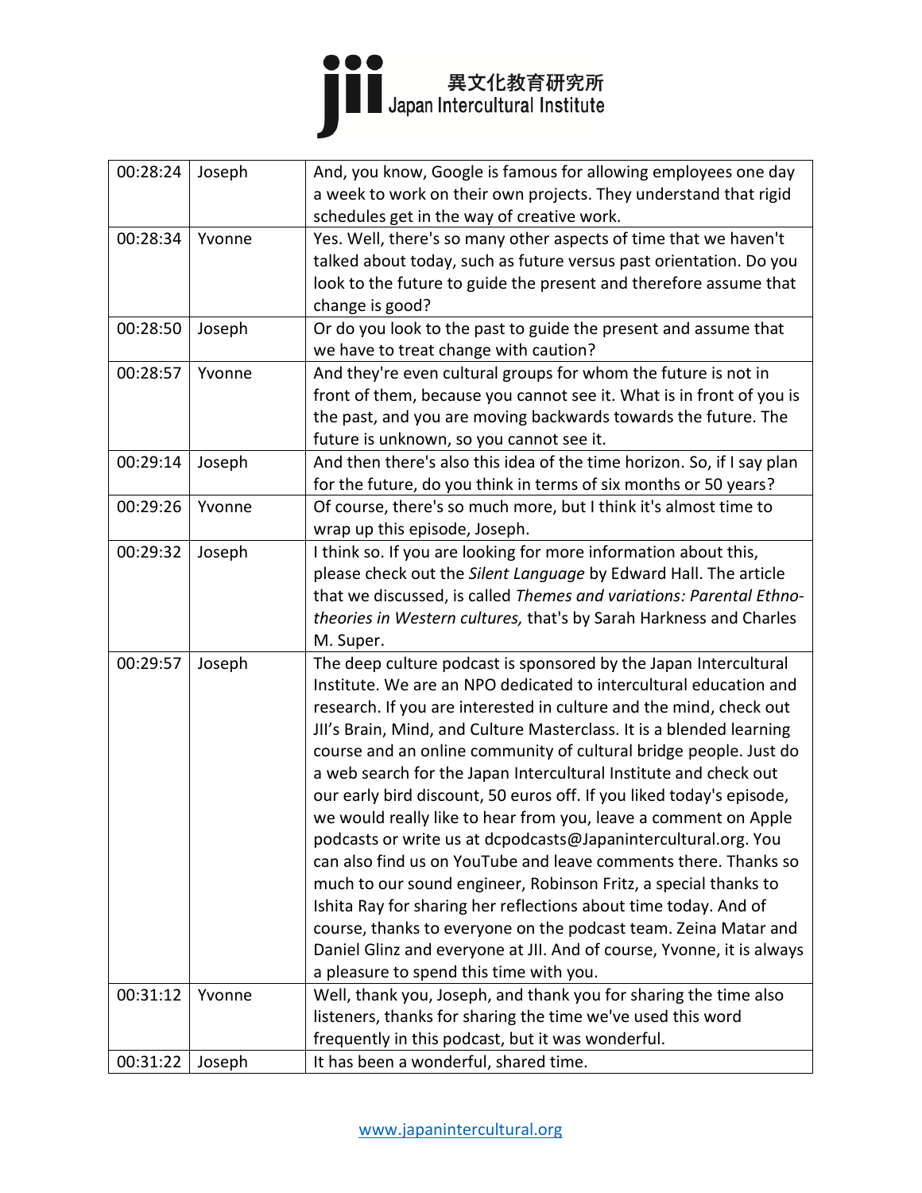| 00:28:24 | Joseph | And, you know, Google is famous for allowing employees one day a week to work on their own projects. They understand that rigid schedules get in the way of creative work. |
|---|---|---|
| 00:28:34 | Yvonne | Yes. Well, there's so many other aspects of time that we haven't talked about today, such as future versus past orientation. Do you look to the future to guide the present and therefore assume that change is good? |
| 00:28:50 | Joseph | Or do you look to the past to guide the present and assume that we have to treat change with caution? |
| 00:28:57 | Yvonne | And they're even cultural groups for whom the future is not in front of them, because you cannot see it. What is in front of you is the past, and you are moving backwards towards the future. The future is unknown, so you cannot see it. |
| 00:29:14 | Joseph | And then there's also this idea of the time horizon. So, if I say plan for the future, do you think in terms of six months or 50 years? |
| 00:29:26 | Yvonne | Of course, there's so much more, but I think it's almost time to wrap up this episode, Joseph. |
| 00:29:32 | Joseph | I think so. If you are looking for more information about this, please check out the *Silent Language* by Edward Hall. The article that we discussed, is called *Themes and variations: Parental Ethno-theories in Western cultures,* that's by Sarah Harkness and Charles M. Super. |
| 00:29:57 | Joseph | The deep culture podcast is sponsored by the Japan Intercultural Institute. We are an NPO dedicated to intercultural education and research. If you are interested in culture and the mind, check out JII's Brain, Mind, and Culture Masterclass. It is a blended learning course and an online community of cultural bridge people. Just do a web search for the Japan Intercultural Institute and check out our early bird discount, 50 euros off. If you liked today's episode, we would really like to hear from you, leave a comment on Apple podcasts or write us at dcpodcasts@Japanintercultural.org. You can also find us on YouTube and leave comments there. Thanks so much to our sound engineer, Robinson Fritz, a special thanks to Ishita Ray for sharing her reflections about time today. And of course, thanks to everyone on the podcast team. Zeina Matar and Daniel Glinz and everyone at JII. And of course, Yvonne, it is always a pleasure to spend this time with you. |
| 00:31:12 | Yvonne | Well, thank you, Joseph, and thank you for sharing the time also listeners, thanks for sharing the time we've used this word frequently in this podcast, but it was wonderful. |
| 00:31:22 | Joseph | It has been a wonderful, shared time. |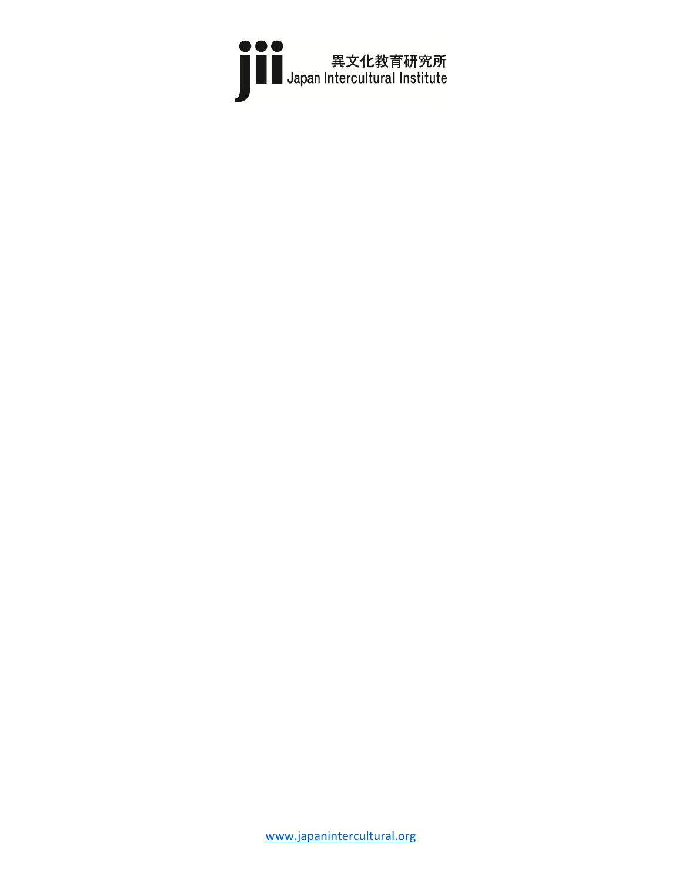jii 異文化教育研究所 Japan Intercultural Institute

www.japanintercultural.org